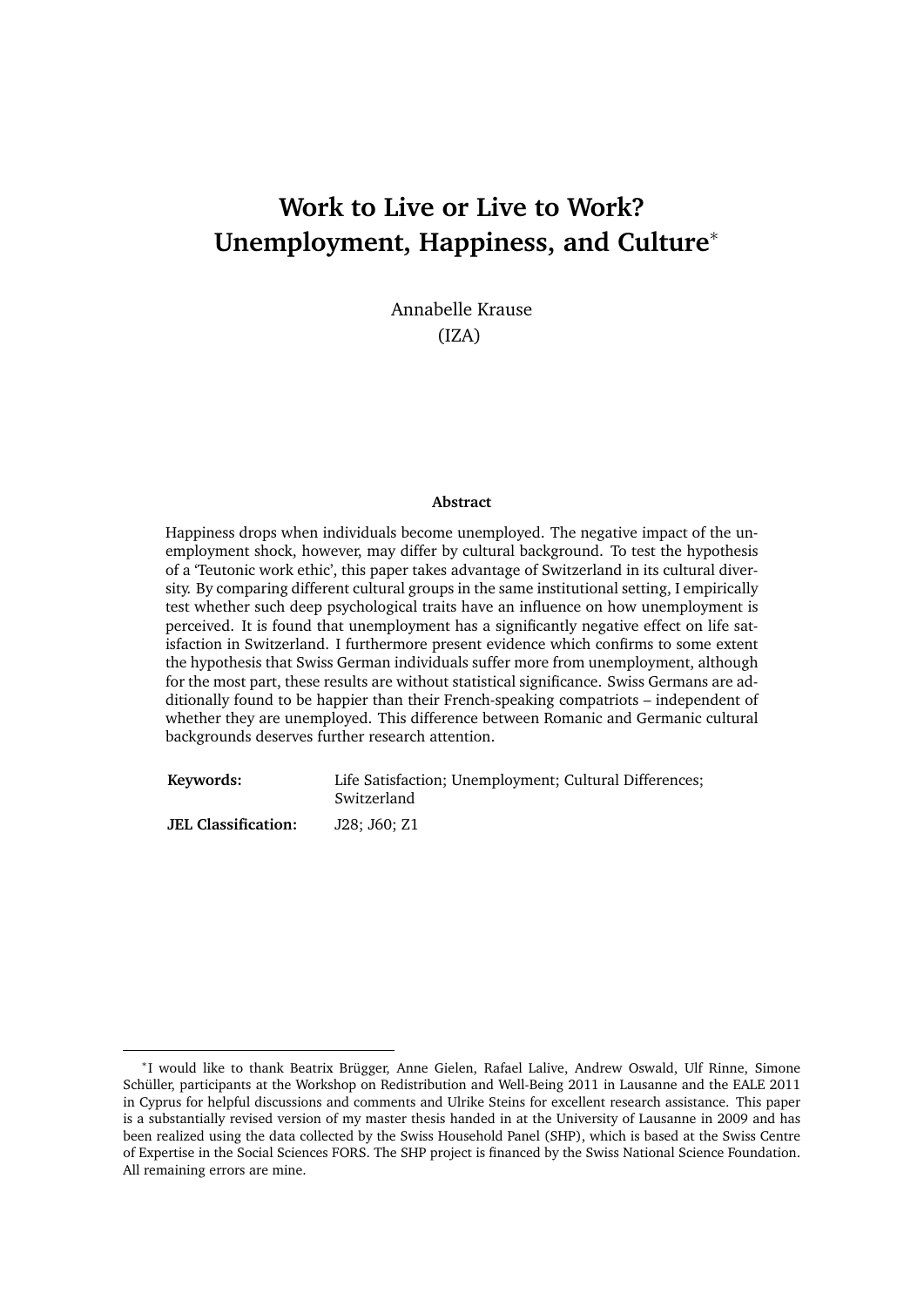# Work to Live or Live to Work? Unemployment, Happiness, and Culture[*]

Annabelle Krause
(IZA)

**Abstract**

Happiness drops when individuals become unemployed. The negative impact of the unemployment shock, however, may differ by cultural background. To test the hypothesis of a 'Teutonic work ethic', this paper takes advantage of Switzerland in its cultural diversity. By comparing different cultural groups in the same institutional setting, I empirically test whether such deep psychological traits have an influence on how unemployment is perceived. It is found that unemployment has a significantly negative effect on life satisfaction in Switzerland. I furthermore present evidence which confirms to some extent the hypothesis that Swiss German individuals suffer more from unemployment, although for the most part, these results are without statistical significance. Swiss Germans are additionally found to be happier than their French-speaking compatriots – independent of whether they are unemployed. This difference between Romanic and Germanic cultural backgrounds deserves further research attention.

| | |
|---|---|
| **Keywords:** | Life Satisfaction; Unemployment; Cultural Differences; Switzerland |
| **JEL Classification:** | J28; J60; Z1 |

[*] I would like to thank Beatrix Brügger, Anne Gielen, Rafael Lalive, Andrew Oswald, Ulf Rinne, Simone Schüller, participants at the Workshop on Redistribution and Well-Being 2011 in Lausanne and the EALE 2011 in Cyprus for helpful discussions and comments and Ulrike Steins for excellent research assistance. This paper is a substantially revised version of my master thesis handed in at the University of Lausanne in 2009 and has been realized using the data collected by the Swiss Household Panel (SHP), which is based at the Swiss Centre of Expertise in the Social Sciences FORS. The SHP project is financed by the Swiss National Science Foundation. All remaining errors are mine.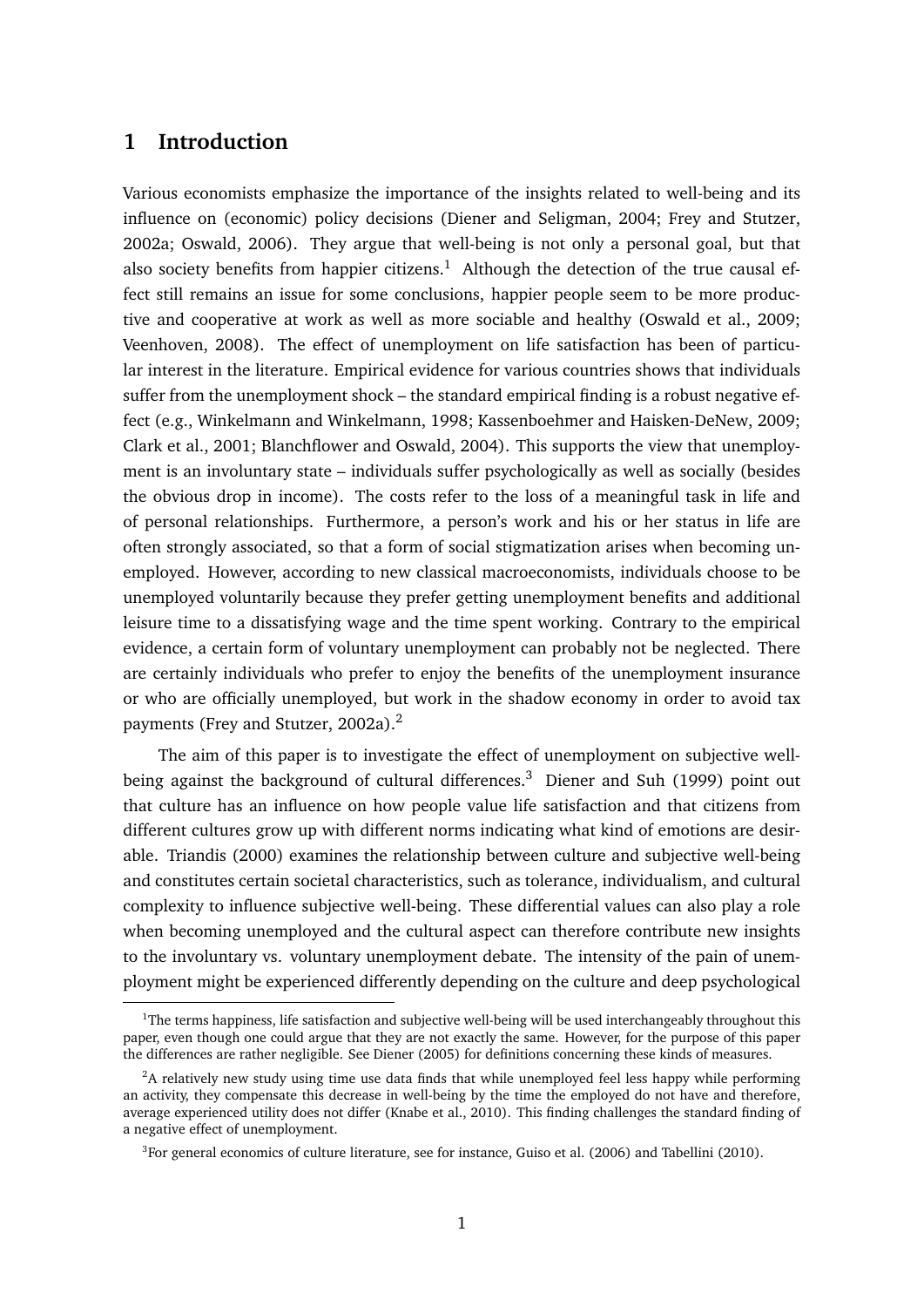# 1 Introduction

Various economists emphasize the importance of the insights related to well-being and its influence on (economic) policy decisions (Diener and Seligman, 2004; Frey and Stutzer, 2002a; Oswald, 2006). They argue that well-being is not only a personal goal, but that also society benefits from happier citizens.[1] Although the detection of the true causal effect still remains an issue for some conclusions, happier people seem to be more productive and cooperative at work as well as more sociable and healthy (Oswald et al., 2009; Veenhoven, 2008). The effect of unemployment on life satisfaction has been of particular interest in the literature. Empirical evidence for various countries shows that individuals suffer from the unemployment shock – the standard empirical finding is a robust negative effect (e.g., Winkelmann and Winkelmann, 1998; Kassenboehmer and Haisken-DeNew, 2009; Clark et al., 2001; Blanchflower and Oswald, 2004). This supports the view that unemployment is an involuntary state – individuals suffer psychologically as well as socially (besides the obvious drop in income). The costs refer to the loss of a meaningful task in life and of personal relationships. Furthermore, a person's work and his or her status in life are often strongly associated, so that a form of social stigmatization arises when becoming unemployed. However, according to new classical macroeconomists, individuals choose to be unemployed voluntarily because they prefer getting unemployment benefits and additional leisure time to a dissatisfying wage and the time spent working. Contrary to the empirical evidence, a certain form of voluntary unemployment can probably not be neglected. There are certainly individuals who prefer to enjoy the benefits of the unemployment insurance or who are officially unemployed, but work in the shadow economy in order to avoid tax payments (Frey and Stutzer, 2002a).[2]

The aim of this paper is to investigate the effect of unemployment on subjective well-being against the background of cultural differences.[3] Diener and Suh (1999) point out that culture has an influence on how people value life satisfaction and that citizens from different cultures grow up with different norms indicating what kind of emotions are desirable. Triandis (2000) examines the relationship between culture and subjective well-being and constitutes certain societal characteristics, such as tolerance, individualism, and cultural complexity to influence subjective well-being. These differential values can also play a role when becoming unemployed and the cultural aspect can therefore contribute new insights to the involuntary vs. voluntary unemployment debate. The intensity of the pain of unemployment might be experienced differently depending on the culture and deep psychological

---

[1] The terms happiness, life satisfaction and subjective well-being will be used interchangeably throughout this paper, even though one could argue that they are not exactly the same. However, for the purpose of this paper the differences are rather negligible. See Diener (2005) for definitions concerning these kinds of measures.

[2] A relatively new study using time use data finds that while unemployed feel less happy while performing an activity, they compensate this decrease in well-being by the time the employed do not have and therefore, average experienced utility does not differ (Knabe et al., 2010). This finding challenges the standard finding of a negative effect of unemployment.

[3] For general economics of culture literature, see for instance, Guiso et al. (2006) and Tabellini (2010).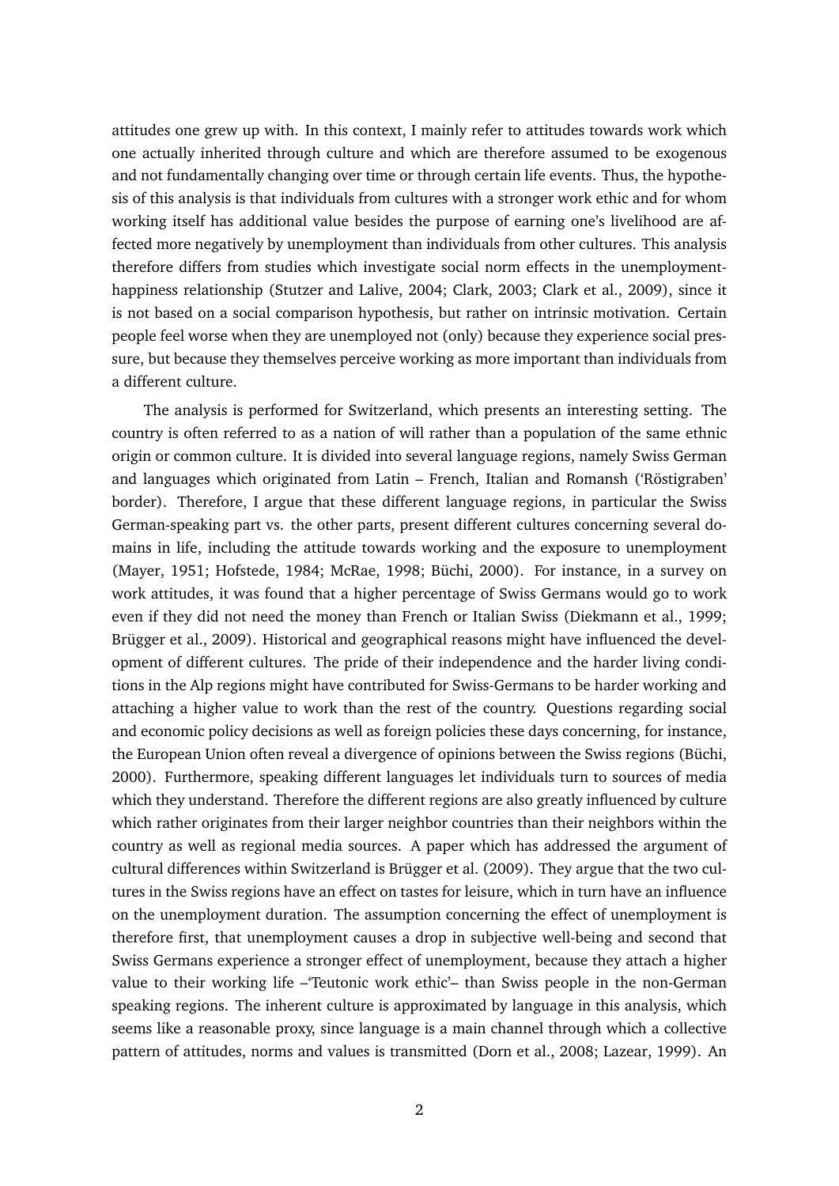attitudes one grew up with. In this context, I mainly refer to attitudes towards work which one actually inherited through culture and which are therefore assumed to be exogenous and not fundamentally changing over time or through certain life events. Thus, the hypothesis of this analysis is that individuals from cultures with a stronger work ethic and for whom working itself has additional value besides the purpose of earning one's livelihood are affected more negatively by unemployment than individuals from other cultures. This analysis therefore differs from studies which investigate social norm effects in the unemployment-happiness relationship (Stutzer and Lalive, 2004; Clark, 2003; Clark et al., 2009), since it is not based on a social comparison hypothesis, but rather on intrinsic motivation. Certain people feel worse when they are unemployed not (only) because they experience social pressure, but because they themselves perceive working as more important than individuals from a different culture.

The analysis is performed for Switzerland, which presents an interesting setting. The country is often referred to as a nation of will rather than a population of the same ethnic origin or common culture. It is divided into several language regions, namely Swiss German and languages which originated from Latin – French, Italian and Romansh ('Röstigraben' border). Therefore, I argue that these different language regions, in particular the Swiss German-speaking part vs. the other parts, present different cultures concerning several domains in life, including the attitude towards working and the exposure to unemployment (Mayer, 1951; Hofstede, 1984; McRae, 1998; Büchi, 2000). For instance, in a survey on work attitudes, it was found that a higher percentage of Swiss Germans would go to work even if they did not need the money than French or Italian Swiss (Diekmann et al., 1999; Brügger et al., 2009). Historical and geographical reasons might have influenced the development of different cultures. The pride of their independence and the harder living conditions in the Alp regions might have contributed for Swiss-Germans to be harder working and attaching a higher value to work than the rest of the country. Questions regarding social and economic policy decisions as well as foreign policies these days concerning, for instance, the European Union often reveal a divergence of opinions between the Swiss regions (Büchi, 2000). Furthermore, speaking different languages let individuals turn to sources of media which they understand. Therefore the different regions are also greatly influenced by culture which rather originates from their larger neighbor countries than their neighbors within the country as well as regional media sources. A paper which has addressed the argument of cultural differences within Switzerland is Brügger et al. (2009). They argue that the two cultures in the Swiss regions have an effect on tastes for leisure, which in turn have an influence on the unemployment duration. The assumption concerning the effect of unemployment is therefore first, that unemployment causes a drop in subjective well-being and second that Swiss Germans experience a stronger effect of unemployment, because they attach a higher value to their working life –'Teutonic work ethic'– than Swiss people in the non-German speaking regions. The inherent culture is approximated by language in this analysis, which seems like a reasonable proxy, since language is a main channel through which a collective pattern of attitudes, norms and values is transmitted (Dorn et al., 2008; Lazear, 1999). An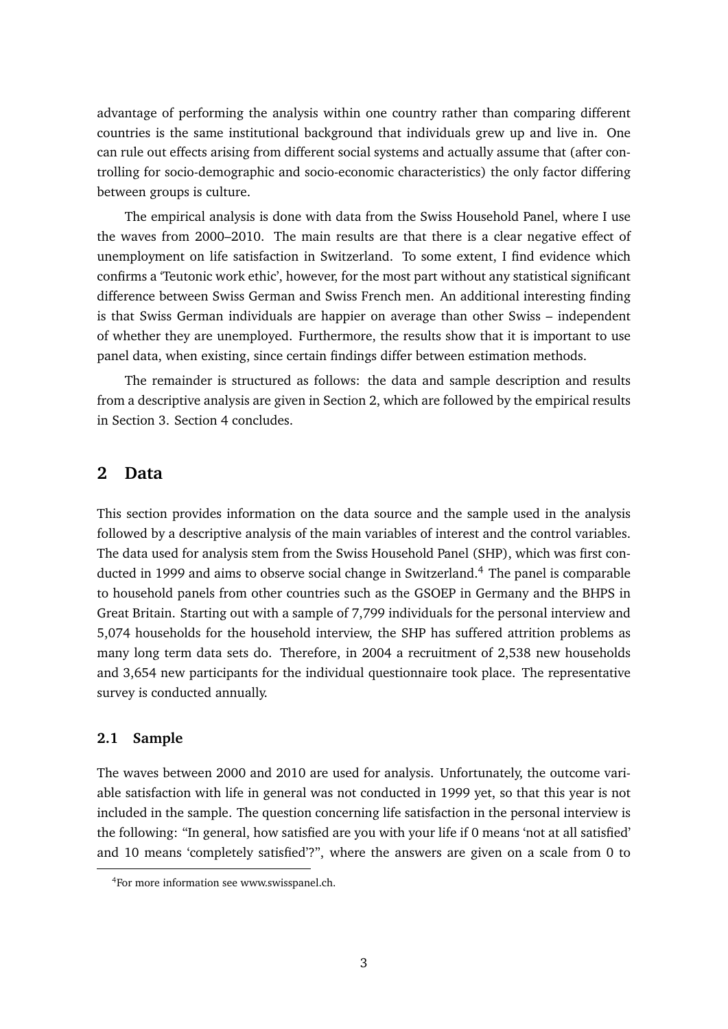advantage of performing the analysis within one country rather than comparing different countries is the same institutional background that individuals grew up and live in. One can rule out effects arising from different social systems and actually assume that (after controlling for socio-demographic and socio-economic characteristics) the only factor differing between groups is culture.

The empirical analysis is done with data from the Swiss Household Panel, where I use the waves from 2000–2010. The main results are that there is a clear negative effect of unemployment on life satisfaction in Switzerland. To some extent, I find evidence which confirms a 'Teutonic work ethic', however, for the most part without any statistical significant difference between Swiss German and Swiss French men. An additional interesting finding is that Swiss German individuals are happier on average than other Swiss – independent of whether they are unemployed. Furthermore, the results show that it is important to use panel data, when existing, since certain findings differ between estimation methods.

The remainder is structured as follows: the data and sample description and results from a descriptive analysis are given in Section 2, which are followed by the empirical results in Section 3. Section 4 concludes.

## 2 Data

This section provides information on the data source and the sample used in the analysis followed by a descriptive analysis of the main variables of interest and the control variables. The data used for analysis stem from the Swiss Household Panel (SHP), which was first conducted in 1999 and aims to observe social change in Switzerland.[4] The panel is comparable to household panels from other countries such as the GSOEP in Germany and the BHPS in Great Britain. Starting out with a sample of 7,799 individuals for the personal interview and 5,074 households for the household interview, the SHP has suffered attrition problems as many long term data sets do. Therefore, in 2004 a recruitment of 2,538 new households and 3,654 new participants for the individual questionnaire took place. The representative survey is conducted annually.

### 2.1 Sample

The waves between 2000 and 2010 are used for analysis. Unfortunately, the outcome variable satisfaction with life in general was not conducted in 1999 yet, so that this year is not included in the sample. The question concerning life satisfaction in the personal interview is the following: "In general, how satisfied are you with your life if 0 means 'not at all satisfied' and 10 means 'completely satisfied'?", where the answers are given on a scale from 0 to

[4] For more information see www.swisspanel.ch.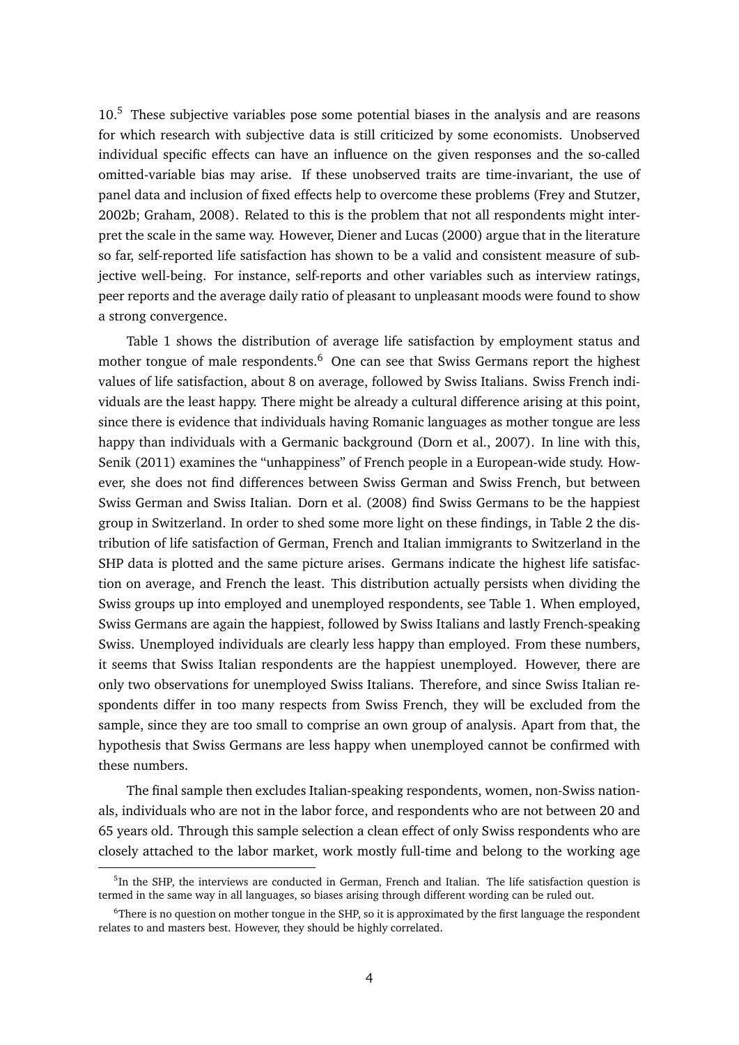10.[5] These subjective variables pose some potential biases in the analysis and are reasons for which research with subjective data is still criticized by some economists. Unobserved individual specific effects can have an influence on the given responses and the so-called omitted-variable bias may arise. If these unobserved traits are time-invariant, the use of panel data and inclusion of fixed effects help to overcome these problems (Frey and Stutzer, 2002b; Graham, 2008). Related to this is the problem that not all respondents might interpret the scale in the same way. However, Diener and Lucas (2000) argue that in the literature so far, self-reported life satisfaction has shown to be a valid and consistent measure of subjective well-being. For instance, self-reports and other variables such as interview ratings, peer reports and the average daily ratio of pleasant to unpleasant moods were found to show a strong convergence.

Table 1 shows the distribution of average life satisfaction by employment status and mother tongue of male respondents.[6] One can see that Swiss Germans report the highest values of life satisfaction, about 8 on average, followed by Swiss Italians. Swiss French individuals are the least happy. There might be already a cultural difference arising at this point, since there is evidence that individuals having Romanic languages as mother tongue are less happy than individuals with a Germanic background (Dorn et al., 2007). In line with this, Senik (2011) examines the "unhappiness" of French people in a European-wide study. However, she does not find differences between Swiss German and Swiss French, but between Swiss German and Swiss Italian. Dorn et al. (2008) find Swiss Germans to be the happiest group in Switzerland. In order to shed some more light on these findings, in Table 2 the distribution of life satisfaction of German, French and Italian immigrants to Switzerland in the SHP data is plotted and the same picture arises. Germans indicate the highest life satisfaction on average, and French the least. This distribution actually persists when dividing the Swiss groups up into employed and unemployed respondents, see Table 1. When employed, Swiss Germans are again the happiest, followed by Swiss Italians and lastly French-speaking Swiss. Unemployed individuals are clearly less happy than employed. From these numbers, it seems that Swiss Italian respondents are the happiest unemployed. However, there are only two observations for unemployed Swiss Italians. Therefore, and since Swiss Italian respondents differ in too many respects from Swiss French, they will be excluded from the sample, since they are too small to comprise an own group of analysis. Apart from that, the hypothesis that Swiss Germans are less happy when unemployed cannot be confirmed with these numbers.

The final sample then excludes Italian-speaking respondents, women, non-Swiss nationals, individuals who are not in the labor force, and respondents who are not between 20 and 65 years old. Through this sample selection a clean effect of only Swiss respondents who are closely attached to the labor market, work mostly full-time and belong to the working age

[5] In the SHP, the interviews are conducted in German, French and Italian. The life satisfaction question is termed in the same way in all languages, so biases arising through different wording can be ruled out.

[6] There is no question on mother tongue in the SHP, so it is approximated by the first language the respondent relates to and masters best. However, they should be highly correlated.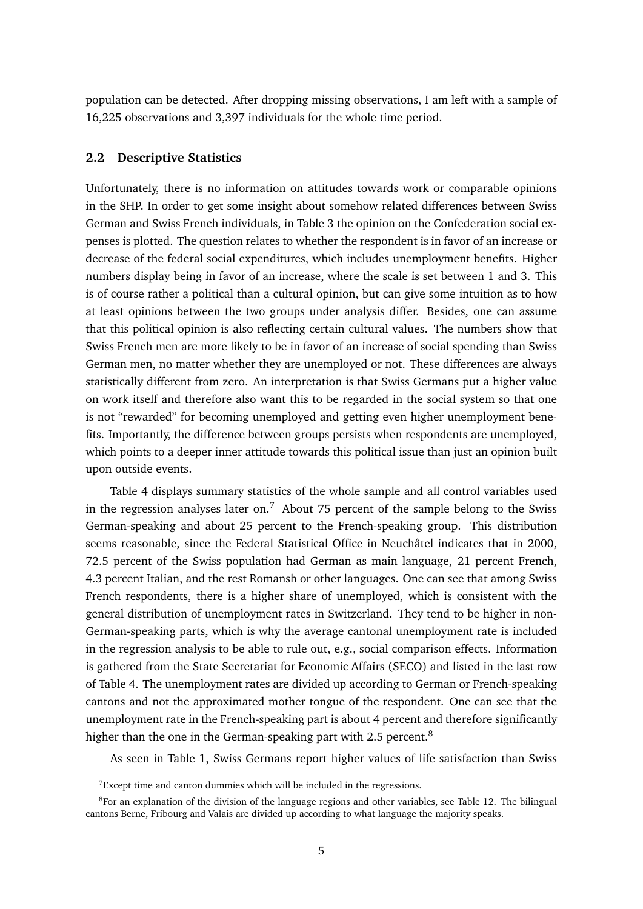population can be detected. After dropping missing observations, I am left with a sample of 16,225 observations and 3,397 individuals for the whole time period.

### 2.2 Descriptive Statistics

Unfortunately, there is no information on attitudes towards work or comparable opinions in the SHP. In order to get some insight about somehow related differences between Swiss German and Swiss French individuals, in Table 3 the opinion on the Confederation social expenses is plotted. The question relates to whether the respondent is in favor of an increase or decrease of the federal social expenditures, which includes unemployment benefits. Higher numbers display being in favor of an increase, where the scale is set between 1 and 3. This is of course rather a political than a cultural opinion, but can give some intuition as to how at least opinions between the two groups under analysis differ. Besides, one can assume that this political opinion is also reflecting certain cultural values. The numbers show that Swiss French men are more likely to be in favor of an increase of social spending than Swiss German men, no matter whether they are unemployed or not. These differences are always statistically different from zero. An interpretation is that Swiss Germans put a higher value on work itself and therefore also want this to be regarded in the social system so that one is not "rewarded" for becoming unemployed and getting even higher unemployment benefits. Importantly, the difference between groups persists when respondents are unemployed, which points to a deeper inner attitude towards this political issue than just an opinion built upon outside events.

Table 4 displays summary statistics of the whole sample and all control variables used in the regression analyses later on.[7] About 75 percent of the sample belong to the Swiss German-speaking and about 25 percent to the French-speaking group. This distribution seems reasonable, since the Federal Statistical Office in Neuchâtel indicates that in 2000, 72.5 percent of the Swiss population had German as main language, 21 percent French, 4.3 percent Italian, and the rest Romansh or other languages. One can see that among Swiss French respondents, there is a higher share of unemployed, which is consistent with the general distribution of unemployment rates in Switzerland. They tend to be higher in non-German-speaking parts, which is why the average cantonal unemployment rate is included in the regression analysis to be able to rule out, e.g., social comparison effects. Information is gathered from the State Secretariat for Economic Affairs (SECO) and listed in the last row of Table 4. The unemployment rates are divided up according to German or French-speaking cantons and not the approximated mother tongue of the respondent. One can see that the unemployment rate in the French-speaking part is about 4 percent and therefore significantly higher than the one in the German-speaking part with 2.5 percent.[8]

As seen in Table 1, Swiss Germans report higher values of life satisfaction than Swiss

[7] Except time and canton dummies which will be included in the regressions.

[8] For an explanation of the division of the language regions and other variables, see Table 12. The bilingual cantons Berne, Fribourg and Valais are divided up according to what language the majority speaks.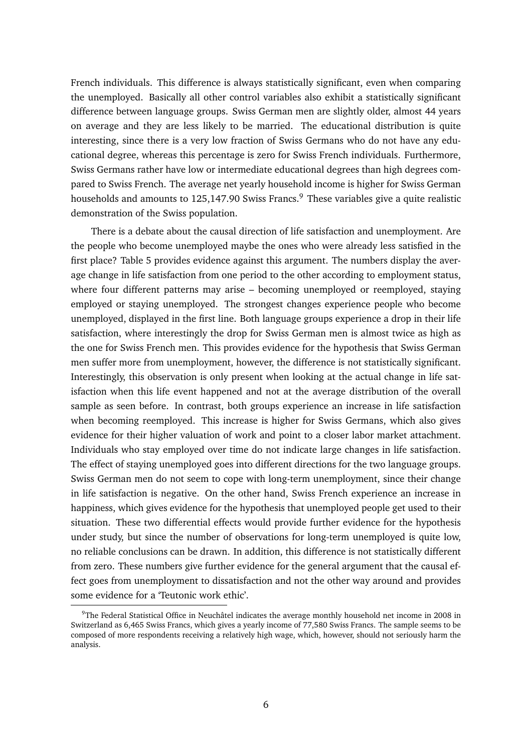French individuals. This difference is always statistically significant, even when comparing the unemployed. Basically all other control variables also exhibit a statistically significant difference between language groups. Swiss German men are slightly older, almost 44 years on average and they are less likely to be married. The educational distribution is quite interesting, since there is a very low fraction of Swiss Germans who do not have any educational degree, whereas this percentage is zero for Swiss French individuals. Furthermore, Swiss Germans rather have low or intermediate educational degrees than high degrees compared to Swiss French. The average net yearly household income is higher for Swiss German households and amounts to 125,147.90 Swiss Francs.[9] These variables give a quite realistic demonstration of the Swiss population.

There is a debate about the causal direction of life satisfaction and unemployment. Are the people who become unemployed maybe the ones who were already less satisfied in the first place? Table 5 provides evidence against this argument. The numbers display the average change in life satisfaction from one period to the other according to employment status, where four different patterns may arise – becoming unemployed or reemployed, staying employed or staying unemployed. The strongest changes experience people who become unemployed, displayed in the first line. Both language groups experience a drop in their life satisfaction, where interestingly the drop for Swiss German men is almost twice as high as the one for Swiss French men. This provides evidence for the hypothesis that Swiss German men suffer more from unemployment, however, the difference is not statistically significant. Interestingly, this observation is only present when looking at the actual change in life satisfaction when this life event happened and not at the average distribution of the overall sample as seen before. In contrast, both groups experience an increase in life satisfaction when becoming reemployed. This increase is higher for Swiss Germans, which also gives evidence for their higher valuation of work and point to a closer labor market attachment. Individuals who stay employed over time do not indicate large changes in life satisfaction. The effect of staying unemployed goes into different directions for the two language groups. Swiss German men do not seem to cope with long-term unemployment, since their change in life satisfaction is negative. On the other hand, Swiss French experience an increase in happiness, which gives evidence for the hypothesis that unemployed people get used to their situation. These two differential effects would provide further evidence for the hypothesis under study, but since the number of observations for long-term unemployed is quite low, no reliable conclusions can be drawn. In addition, this difference is not statistically different from zero. These numbers give further evidence for the general argument that the causal effect goes from unemployment to dissatisfaction and not the other way around and provides some evidence for a 'Teutonic work ethic'.

[9]The Federal Statistical Office in Neuchâtel indicates the average monthly household net income in 2008 in Switzerland as 6,465 Swiss Francs, which gives a yearly income of 77,580 Swiss Francs. The sample seems to be composed of more respondents receiving a relatively high wage, which, however, should not seriously harm the analysis.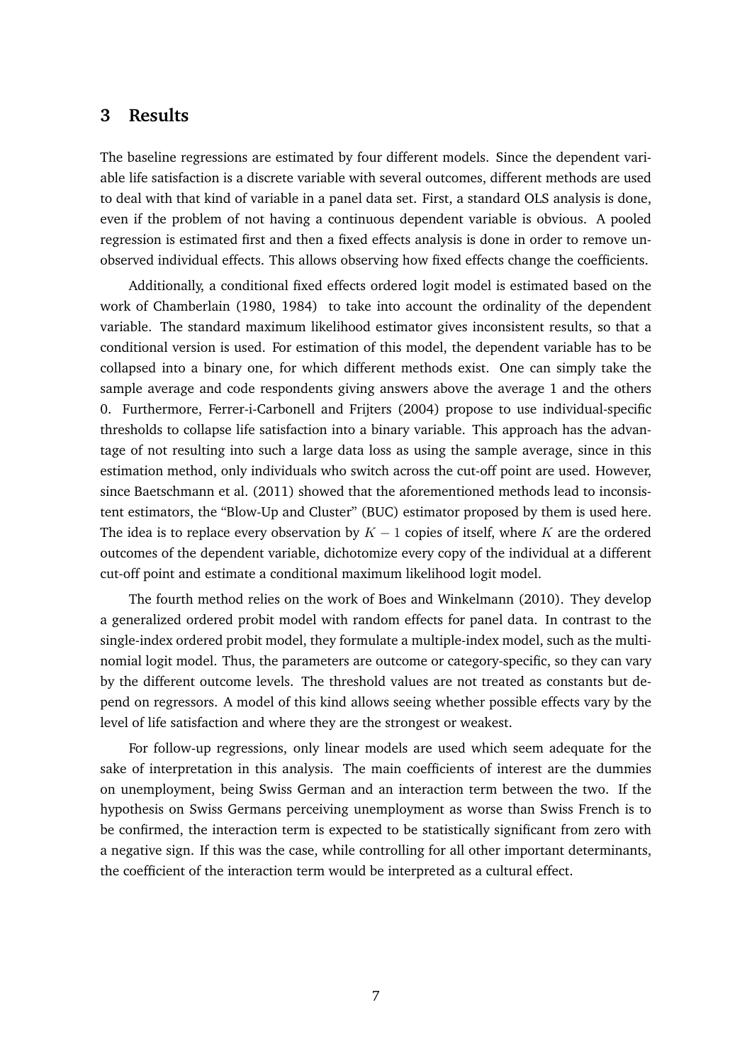## 3 Results

The baseline regressions are estimated by four different models. Since the dependent variable life satisfaction is a discrete variable with several outcomes, different methods are used to deal with that kind of variable in a panel data set. First, a standard OLS analysis is done, even if the problem of not having a continuous dependent variable is obvious. A pooled regression is estimated first and then a fixed effects analysis is done in order to remove unobserved individual effects. This allows observing how fixed effects change the coefficients.

Additionally, a conditional fixed effects ordered logit model is estimated based on the work of Chamberlain (1980, 1984) to take into account the ordinality of the dependent variable. The standard maximum likelihood estimator gives inconsistent results, so that a conditional version is used. For estimation of this model, the dependent variable has to be collapsed into a binary one, for which different methods exist. One can simply take the sample average and code respondents giving answers above the average 1 and the others 0. Furthermore, Ferrer-i-Carbonell and Frijters (2004) propose to use individual-specific thresholds to collapse life satisfaction into a binary variable. This approach has the advantage of not resulting into such a large data loss as using the sample average, since in this estimation method, only individuals who switch across the cut-off point are used. However, since Baetschmann et al. (2011) showed that the aforementioned methods lead to inconsistent estimators, the "Blow-Up and Cluster" (BUC) estimator proposed by them is used here. The idea is to replace every observation by $K - 1$ copies of itself, where $K$ are the ordered outcomes of the dependent variable, dichotomize every copy of the individual at a different cut-off point and estimate a conditional maximum likelihood logit model.

The fourth method relies on the work of Boes and Winkelmann (2010). They develop a generalized ordered probit model with random effects for panel data. In contrast to the single-index ordered probit model, they formulate a multiple-index model, such as the multinomial logit model. Thus, the parameters are outcome or category-specific, so they can vary by the different outcome levels. The threshold values are not treated as constants but depend on regressors. A model of this kind allows seeing whether possible effects vary by the level of life satisfaction and where they are the strongest or weakest.

For follow-up regressions, only linear models are used which seem adequate for the sake of interpretation in this analysis. The main coefficients of interest are the dummies on unemployment, being Swiss German and an interaction term between the two. If the hypothesis on Swiss Germans perceiving unemployment as worse than Swiss French is to be confirmed, the interaction term is expected to be statistically significant from zero with a negative sign. If this was the case, while controlling for all other important determinants, the coefficient of the interaction term would be interpreted as a cultural effect.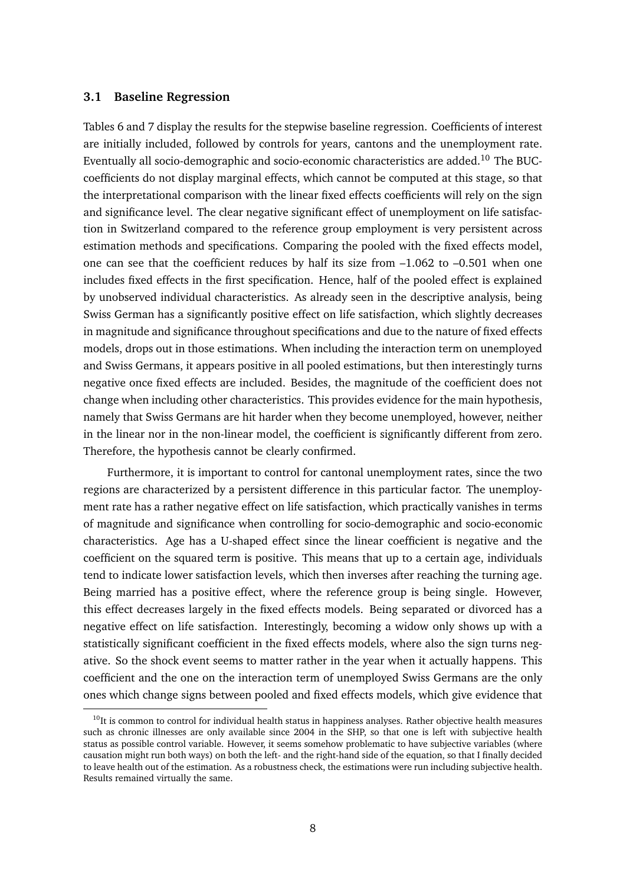### 3.1 Baseline Regression

Tables 6 and 7 display the results for the stepwise baseline regression. Coefficients of interest are initially included, followed by controls for years, cantons and the unemployment rate. Eventually all socio-demographic and socio-economic characteristics are added.[10] The BUC-coefficients do not display marginal effects, which cannot be computed at this stage, so that the interpretational comparison with the linear fixed effects coefficients will rely on the sign and significance level. The clear negative significant effect of unemployment on life satisfaction in Switzerland compared to the reference group employment is very persistent across estimation methods and specifications. Comparing the pooled with the fixed effects model, one can see that the coefficient reduces by half its size from –1.062 to –0.501 when one includes fixed effects in the first specification. Hence, half of the pooled effect is explained by unobserved individual characteristics. As already seen in the descriptive analysis, being Swiss German has a significantly positive effect on life satisfaction, which slightly decreases in magnitude and significance throughout specifications and due to the nature of fixed effects models, drops out in those estimations. When including the interaction term on unemployed and Swiss Germans, it appears positive in all pooled estimations, but then interestingly turns negative once fixed effects are included. Besides, the magnitude of the coefficient does not change when including other characteristics. This provides evidence for the main hypothesis, namely that Swiss Germans are hit harder when they become unemployed, however, neither in the linear nor in the non-linear model, the coefficient is significantly different from zero. Therefore, the hypothesis cannot be clearly confirmed.

Furthermore, it is important to control for cantonal unemployment rates, since the two regions are characterized by a persistent difference in this particular factor. The unemployment rate has a rather negative effect on life satisfaction, which practically vanishes in terms of magnitude and significance when controlling for socio-demographic and socio-economic characteristics. Age has a U-shaped effect since the linear coefficient is negative and the coefficient on the squared term is positive. This means that up to a certain age, individuals tend to indicate lower satisfaction levels, which then inverses after reaching the turning age. Being married has a positive effect, where the reference group is being single. However, this effect decreases largely in the fixed effects models. Being separated or divorced has a negative effect on life satisfaction. Interestingly, becoming a widow only shows up with a statistically significant coefficient in the fixed effects models, where also the sign turns negative. So the shock event seems to matter rather in the year when it actually happens. This coefficient and the one on the interaction term of unemployed Swiss Germans are the only ones which change signs between pooled and fixed effects models, which give evidence that

[10] It is common to control for individual health status in happiness analyses. Rather objective health measures such as chronic illnesses are only available since 2004 in the SHP, so that one is left with subjective health status as possible control variable. However, it seems somehow problematic to have subjective variables (where causation might run both ways) on both the left- and the right-hand side of the equation, so that I finally decided to leave health out of the estimation. As a robustness check, the estimations were run including subjective health. Results remained virtually the same.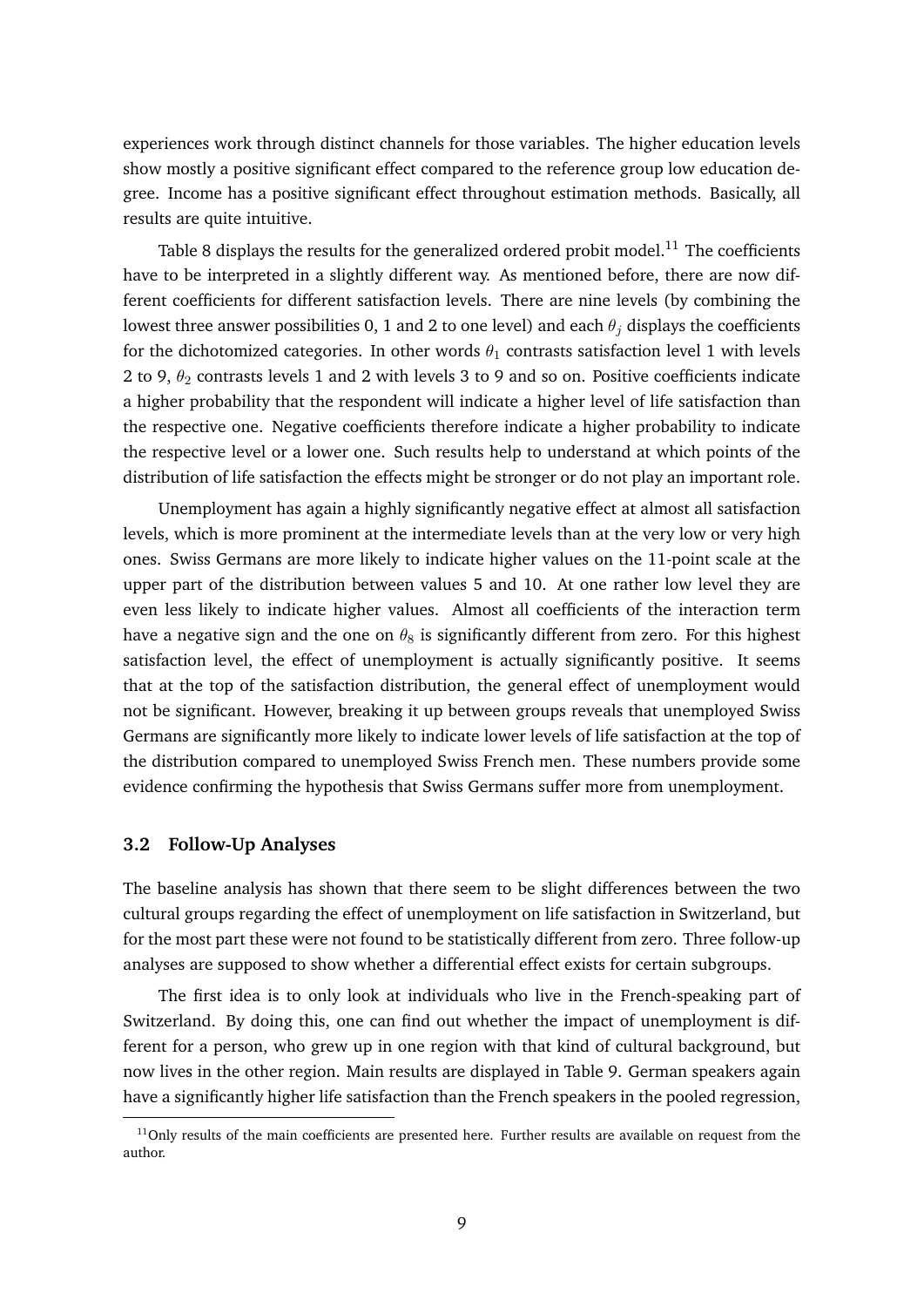experiences work through distinct channels for those variables. The higher education levels show mostly a positive significant effect compared to the reference group low education degree. Income has a positive significant effect throughout estimation methods. Basically, all results are quite intuitive.

Table 8 displays the results for the generalized ordered probit model.[11] The coefficients have to be interpreted in a slightly different way. As mentioned before, there are now different coefficients for different satisfaction levels. There are nine levels (by combining the lowest three answer possibilities 0, 1 and 2 to one level) and each $\theta_j$ displays the coefficients for the dichotomized categories. In other words $\theta_1$ contrasts satisfaction level 1 with levels 2 to 9, $\theta_2$ contrasts levels 1 and 2 with levels 3 to 9 and so on. Positive coefficients indicate a higher probability that the respondent will indicate a higher level of life satisfaction than the respective one. Negative coefficients therefore indicate a higher probability to indicate the respective level or a lower one. Such results help to understand at which points of the distribution of life satisfaction the effects might be stronger or do not play an important role.

Unemployment has again a highly significantly negative effect at almost all satisfaction levels, which is more prominent at the intermediate levels than at the very low or very high ones. Swiss Germans are more likely to indicate higher values on the 11-point scale at the upper part of the distribution between values 5 and 10. At one rather low level they are even less likely to indicate higher values. Almost all coefficients of the interaction term have a negative sign and the one on $\theta_8$ is significantly different from zero. For this highest satisfaction level, the effect of unemployment is actually significantly positive. It seems that at the top of the satisfaction distribution, the general effect of unemployment would not be significant. However, breaking it up between groups reveals that unemployed Swiss Germans are significantly more likely to indicate lower levels of life satisfaction at the top of the distribution compared to unemployed Swiss French men. These numbers provide some evidence confirming the hypothesis that Swiss Germans suffer more from unemployment.

### 3.2 Follow-Up Analyses

The baseline analysis has shown that there seem to be slight differences between the two cultural groups regarding the effect of unemployment on life satisfaction in Switzerland, but for the most part these were not found to be statistically different from zero. Three follow-up analyses are supposed to show whether a differential effect exists for certain subgroups.

The first idea is to only look at individuals who live in the French-speaking part of Switzerland. By doing this, one can find out whether the impact of unemployment is different for a person, who grew up in one region with that kind of cultural background, but now lives in the other region. Main results are displayed in Table 9. German speakers again have a significantly higher life satisfaction than the French speakers in the pooled regression,

[11] Only results of the main coefficients are presented here. Further results are available on request from the author.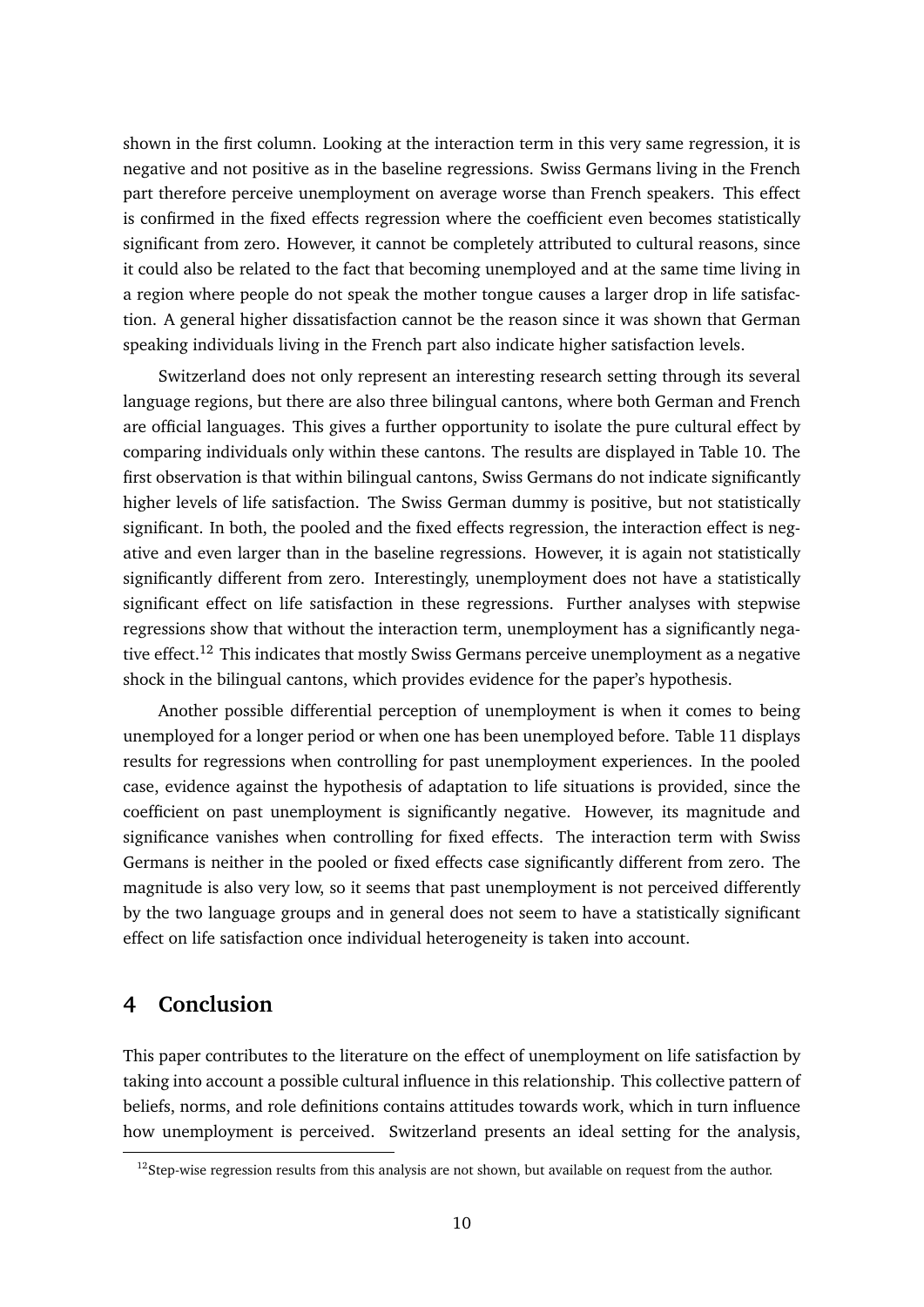shown in the first column. Looking at the interaction term in this very same regression, it is negative and not positive as in the baseline regressions. Swiss Germans living in the French part therefore perceive unemployment on average worse than French speakers. This effect is confirmed in the fixed effects regression where the coefficient even becomes statistically significant from zero. However, it cannot be completely attributed to cultural reasons, since it could also be related to the fact that becoming unemployed and at the same time living in a region where people do not speak the mother tongue causes a larger drop in life satisfaction. A general higher dissatisfaction cannot be the reason since it was shown that German speaking individuals living in the French part also indicate higher satisfaction levels.

Switzerland does not only represent an interesting research setting through its several language regions, but there are also three bilingual cantons, where both German and French are official languages. This gives a further opportunity to isolate the pure cultural effect by comparing individuals only within these cantons. The results are displayed in Table 10. The first observation is that within bilingual cantons, Swiss Germans do not indicate significantly higher levels of life satisfaction. The Swiss German dummy is positive, but not statistically significant. In both, the pooled and the fixed effects regression, the interaction effect is negative and even larger than in the baseline regressions. However, it is again not statistically significantly different from zero. Interestingly, unemployment does not have a statistically significant effect on life satisfaction in these regressions. Further analyses with stepwise regressions show that without the interaction term, unemployment has a significantly negative effect.[12] This indicates that mostly Swiss Germans perceive unemployment as a negative shock in the bilingual cantons, which provides evidence for the paper's hypothesis.

Another possible differential perception of unemployment is when it comes to being unemployed for a longer period or when one has been unemployed before. Table 11 displays results for regressions when controlling for past unemployment experiences. In the pooled case, evidence against the hypothesis of adaptation to life situations is provided, since the coefficient on past unemployment is significantly negative. However, its magnitude and significance vanishes when controlling for fixed effects. The interaction term with Swiss Germans is neither in the pooled or fixed effects case significantly different from zero. The magnitude is also very low, so it seems that past unemployment is not perceived differently by the two language groups and in general does not seem to have a statistically significant effect on life satisfaction once individual heterogeneity is taken into account.

## 4 Conclusion

This paper contributes to the literature on the effect of unemployment on life satisfaction by taking into account a possible cultural influence in this relationship. This collective pattern of beliefs, norms, and role definitions contains attitudes towards work, which in turn influence how unemployment is perceived. Switzerland presents an ideal setting for the analysis,

[12] Step-wise regression results from this analysis are not shown, but available on request from the author.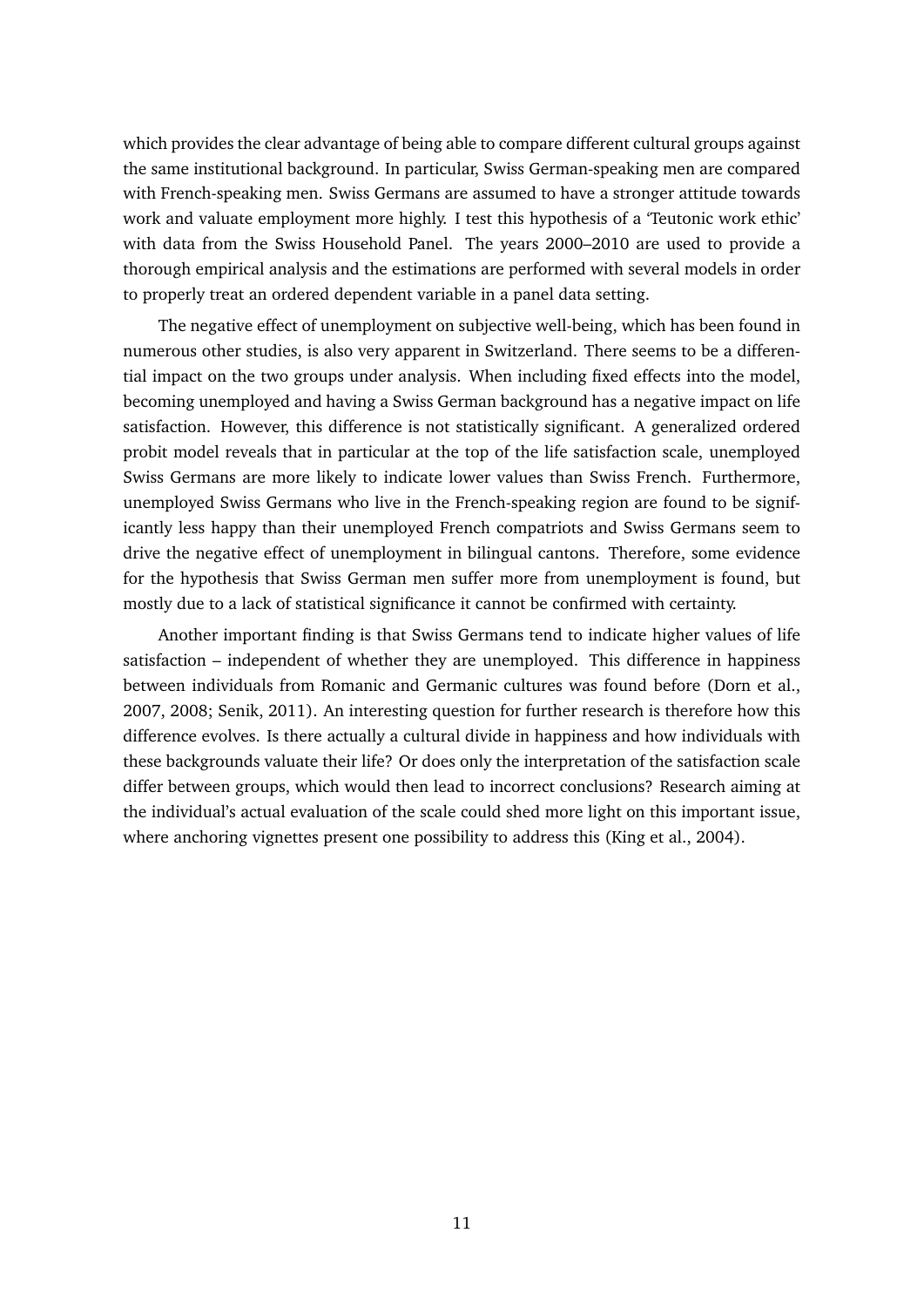which provides the clear advantage of being able to compare different cultural groups against the same institutional background. In particular, Swiss German-speaking men are compared with French-speaking men. Swiss Germans are assumed to have a stronger attitude towards work and valuate employment more highly. I test this hypothesis of a 'Teutonic work ethic' with data from the Swiss Household Panel. The years 2000–2010 are used to provide a thorough empirical analysis and the estimations are performed with several models in order to properly treat an ordered dependent variable in a panel data setting.

The negative effect of unemployment on subjective well-being, which has been found in numerous other studies, is also very apparent in Switzerland. There seems to be a differential impact on the two groups under analysis. When including fixed effects into the model, becoming unemployed and having a Swiss German background has a negative impact on life satisfaction. However, this difference is not statistically significant. A generalized ordered probit model reveals that in particular at the top of the life satisfaction scale, unemployed Swiss Germans are more likely to indicate lower values than Swiss French. Furthermore, unemployed Swiss Germans who live in the French-speaking region are found to be significantly less happy than their unemployed French compatriots and Swiss Germans seem to drive the negative effect of unemployment in bilingual cantons. Therefore, some evidence for the hypothesis that Swiss German men suffer more from unemployment is found, but mostly due to a lack of statistical significance it cannot be confirmed with certainty.

Another important finding is that Swiss Germans tend to indicate higher values of life satisfaction – independent of whether they are unemployed. This difference in happiness between individuals from Romanic and Germanic cultures was found before (Dorn et al., 2007, 2008; Senik, 2011). An interesting question for further research is therefore how this difference evolves. Is there actually a cultural divide in happiness and how individuals with these backgrounds valuate their life? Or does only the interpretation of the satisfaction scale differ between groups, which would then lead to incorrect conclusions? Research aiming at the individual's actual evaluation of the scale could shed more light on this important issue, where anchoring vignettes present one possibility to address this (King et al., 2004).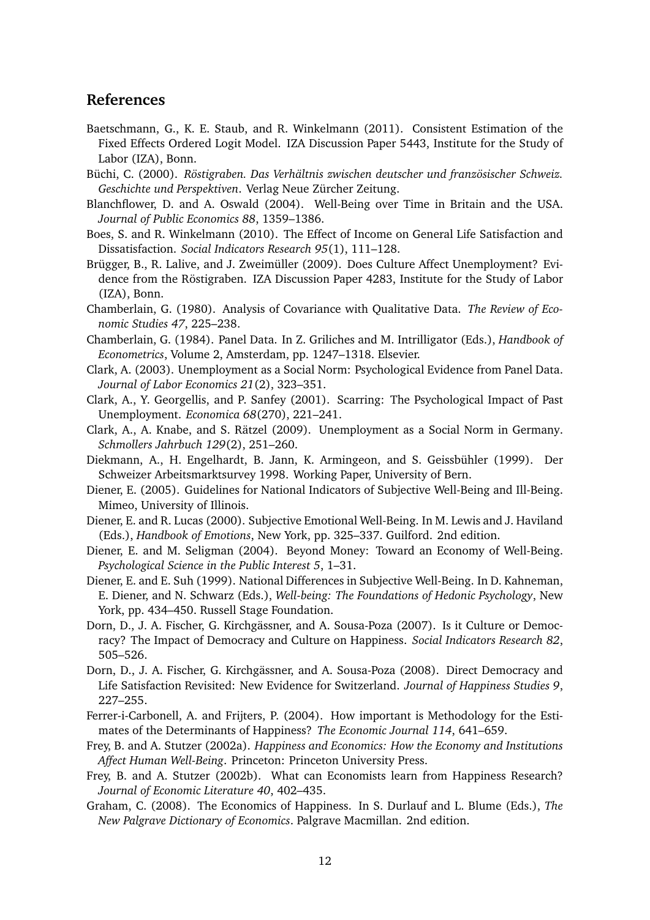## References

Baetschmann, G., K. E. Staub, and R. Winkelmann (2011). Consistent Estimation of the Fixed Effects Ordered Logit Model. IZA Discussion Paper 5443, Institute for the Study of Labor (IZA), Bonn.

Büchi, C. (2000). *Röstigraben. Das Verhältnis zwischen deutscher und französischer Schweiz. Geschichte und Perspektiven*. Verlag Neue Zürcher Zeitung.

Blanchflower, D. and A. Oswald (2004). Well-Being over Time in Britain and the USA. *Journal of Public Economics 88*, 1359–1386.

Boes, S. and R. Winkelmann (2010). The Effect of Income on General Life Satisfaction and Dissatisfaction. *Social Indicators Research 95*(1), 111–128.

Brügger, B., R. Lalive, and J. Zweimüller (2009). Does Culture Affect Unemployment? Evidence from the Röstigraben. IZA Discussion Paper 4283, Institute for the Study of Labor (IZA), Bonn.

Chamberlain, G. (1980). Analysis of Covariance with Qualitative Data. *The Review of Economic Studies 47*, 225–238.

Chamberlain, G. (1984). Panel Data. In Z. Griliches and M. Intrilligator (Eds.), *Handbook of Econometrics*, Volume 2, Amsterdam, pp. 1247–1318. Elsevier.

Clark, A. (2003). Unemployment as a Social Norm: Psychological Evidence from Panel Data. *Journal of Labor Economics 21*(2), 323–351.

Clark, A., Y. Georgellis, and P. Sanfey (2001). Scarring: The Psychological Impact of Past Unemployment. *Economica 68*(270), 221–241.

Clark, A., A. Knabe, and S. Rätzel (2009). Unemployment as a Social Norm in Germany. *Schmollers Jahrbuch 129*(2), 251–260.

Diekmann, A., H. Engelhardt, B. Jann, K. Armingeon, and S. Geissbühler (1999). Der Schweizer Arbeitsmarktsurvey 1998. Working Paper, University of Bern.

Diener, E. (2005). Guidelines for National Indicators of Subjective Well-Being and Ill-Being. Mimeo, University of Illinois.

Diener, E. and R. Lucas (2000). Subjective Emotional Well-Being. In M. Lewis and J. Haviland (Eds.), *Handbook of Emotions*, New York, pp. 325–337. Guilford. 2nd edition.

Diener, E. and M. Seligman (2004). Beyond Money: Toward an Economy of Well-Being. *Psychological Science in the Public Interest 5*, 1–31.

Diener, E. and E. Suh (1999). National Differences in Subjective Well-Being. In D. Kahneman, E. Diener, and N. Schwarz (Eds.), *Well-being: The Foundations of Hedonic Psychology*, New York, pp. 434–450. Russell Stage Foundation.

Dorn, D., J. A. Fischer, G. Kirchgässner, and A. Sousa-Poza (2007). Is it Culture or Democracy? The Impact of Democracy and Culture on Happiness. *Social Indicators Research 82*, 505–526.

Dorn, D., J. A. Fischer, G. Kirchgässner, and A. Sousa-Poza (2008). Direct Democracy and Life Satisfaction Revisited: New Evidence for Switzerland. *Journal of Happiness Studies 9*, 227–255.

Ferrer-i-Carbonell, A. and Frijters, P. (2004). How important is Methodology for the Estimates of the Determinants of Happiness? *The Economic Journal 114*, 641–659.

Frey, B. and A. Stutzer (2002a). *Happiness and Economics: How the Economy and Institutions Affect Human Well-Being*. Princeton: Princeton University Press.

Frey, B. and A. Stutzer (2002b). What can Economists learn from Happiness Research? *Journal of Economic Literature 40*, 402–435.

Graham, C. (2008). The Economics of Happiness. In S. Durlauf and L. Blume (Eds.), *The New Palgrave Dictionary of Economics*. Palgrave Macmillan. 2nd edition.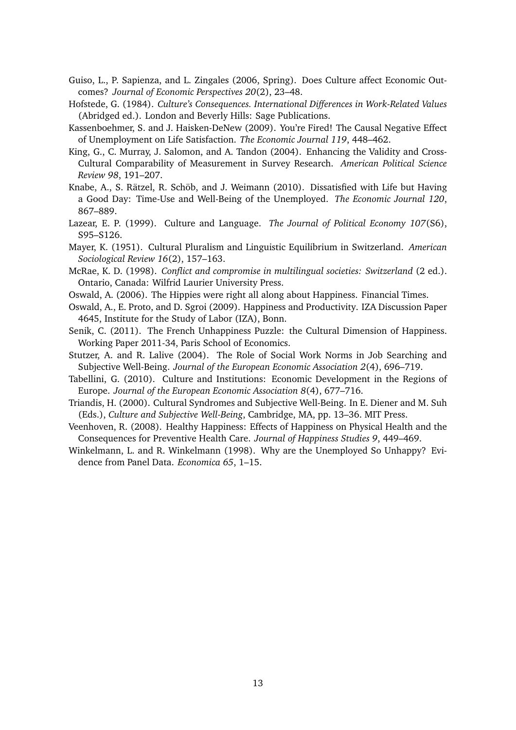Guiso, L., P. Sapienza, and L. Zingales (2006, Spring). Does Culture affect Economic Outcomes? *Journal of Economic Perspectives 20*(2), 23–48.

Hofstede, G. (1984). *Culture's Consequences. International Differences in Work-Related Values* (Abridged ed.). London and Beverly Hills: Sage Publications.

Kassenboehmer, S. and J. Haisken-DeNew (2009). You're Fired! The Causal Negative Effect of Unemployment on Life Satisfaction. *The Economic Journal 119*, 448–462.

King, G., C. Murray, J. Salomon, and A. Tandon (2004). Enhancing the Validity and Cross-Cultural Comparability of Measurement in Survey Research. *American Political Science Review 98*, 191–207.

Knabe, A., S. Rätzel, R. Schöb, and J. Weimann (2010). Dissatisfied with Life but Having a Good Day: Time-Use and Well-Being of the Unemployed. *The Economic Journal 120*, 867–889.

Lazear, E. P. (1999). Culture and Language. *The Journal of Political Economy 107*(S6), S95–S126.

Mayer, K. (1951). Cultural Pluralism and Linguistic Equilibrium in Switzerland. *American Sociological Review 16*(2), 157–163.

McRae, K. D. (1998). *Conflict and compromise in multilingual societies: Switzerland* (2 ed.). Ontario, Canada: Wilfrid Laurier University Press.

Oswald, A. (2006). The Hippies were right all along about Happiness. Financial Times.

Oswald, A., E. Proto, and D. Sgroi (2009). Happiness and Productivity. IZA Discussion Paper 4645, Institute for the Study of Labor (IZA), Bonn.

Senik, C. (2011). The French Unhappiness Puzzle: the Cultural Dimension of Happiness. Working Paper 2011-34, Paris School of Economics.

Stutzer, A. and R. Lalive (2004). The Role of Social Work Norms in Job Searching and Subjective Well-Being. *Journal of the European Economic Association 2*(4), 696–719.

Tabellini, G. (2010). Culture and Institutions: Economic Development in the Regions of Europe. *Journal of the European Economic Association 8*(4), 677–716.

Triandis, H. (2000). Cultural Syndromes and Subjective Well-Being. In E. Diener and M. Suh (Eds.), *Culture and Subjective Well-Being*, Cambridge, MA, pp. 13–36. MIT Press.

Veenhoven, R. (2008). Healthy Happiness: Effects of Happiness on Physical Health and the Consequences for Preventive Health Care. *Journal of Happiness Studies 9*, 449–469.

Winkelmann, L. and R. Winkelmann (1998). Why are the Unemployed So Unhappy? Evidence from Panel Data. *Economica 65*, 1–15.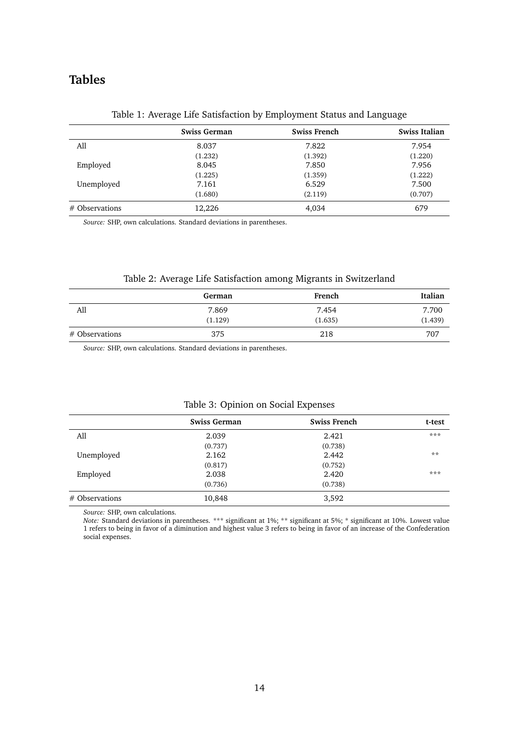# Tables

Table 1: Average Life Satisfaction by Employment Status and Language

| | Swiss German | Swiss French | Swiss Italian |
|---|---|---|---|
| All | 8.037 | 7.822 | 7.954 |
| | (1.232) | (1.392) | (1.220) |
| Employed | 8.045 | 7.850 | 7.956 |
| | (1.225) | (1.359) | (1.222) |
| Unemployed | 7.161 | 6.529 | 7.500 |
| | (1.680) | (2.119) | (0.707) |
| # Observations | 12,226 | 4,034 | 679 |

*Source:* SHP, own calculations. Standard deviations in parentheses.

Table 2: Average Life Satisfaction among Migrants in Switzerland

| | German | French | Italian |
|---|---|---|---|
| All | 7.869 | 7.454 | 7.700 |
| | (1.129) | (1.635) | (1.439) |
| # Observations | 375 | 218 | 707 |

*Source:* SHP, own calculations. Standard deviations in parentheses.

Table 3: Opinion on Social Expenses

| | Swiss German | Swiss French | t-test |
|---|---|---|---|
| All | 2.039 | 2.421 | *** |
| | (0.737) | (0.738) | |
| Unemployed | 2.162 | 2.442 | ** |
| | (0.817) | (0.752) | |
| Employed | 2.038 | 2.420 | *** |
| | (0.736) | (0.738) | |
| # Observations | 10,848 | 3,592 | |

*Source:* SHP, own calculations.
*Note:* Standard deviations in parentheses. *** significant at 1%; ** significant at 5%; * significant at 10%. Lowest value 1 refers to being in favor of a diminution and highest value 3 refers to being in favor of an increase of the Confederation social expenses.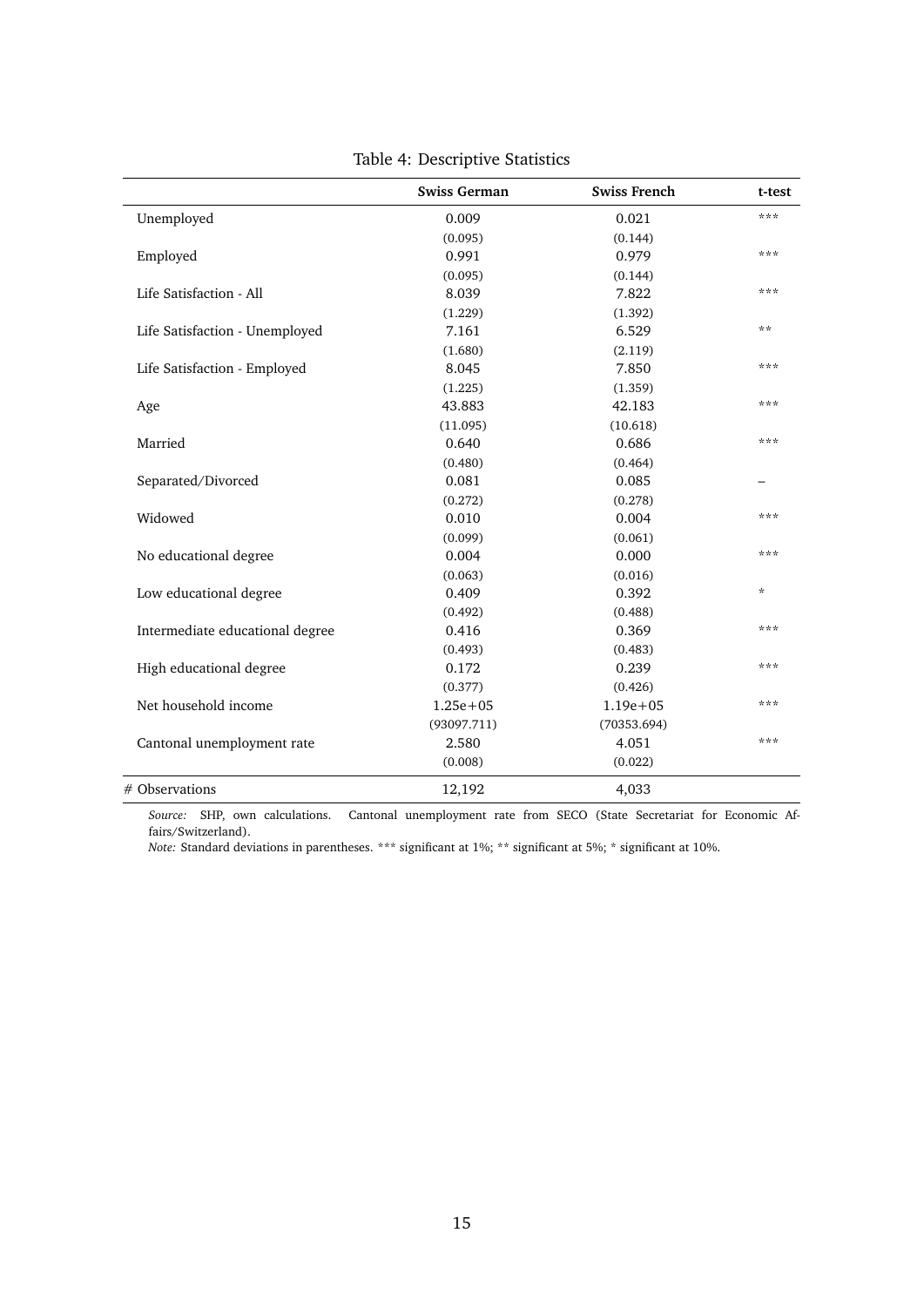Table 4: Descriptive Statistics

| | **Swiss German** | **Swiss French** | **t-test** |
|---|---|---|---|
| Unemployed | 0.009 | 0.021 | *** |
| | (0.095) | (0.144) | |
| Employed | 0.991 | 0.979 | *** |
| | (0.095) | (0.144) | |
| Life Satisfaction - All | 8.039 | 7.822 | *** |
| | (1.229) | (1.392) | |
| Life Satisfaction - Unemployed | 7.161 | 6.529 | ** |
| | (1.680) | (2.119) | |
| Life Satisfaction - Employed | 8.045 | 7.850 | *** |
| | (1.225) | (1.359) | |
| Age | 43.883 | 42.183 | *** |
| | (11.095) | (10.618) | |
| Married | 0.640 | 0.686 | *** |
| | (0.480) | (0.464) | |
| Separated/Divorced | 0.081 | 0.085 | – |
| | (0.272) | (0.278) | |
| Widowed | 0.010 | 0.004 | *** |
| | (0.099) | (0.061) | |
| No educational degree | 0.004 | 0.000 | *** |
| | (0.063) | (0.016) | |
| Low educational degree | 0.409 | 0.392 | * |
| | (0.492) | (0.488) | |
| Intermediate educational degree | 0.416 | 0.369 | *** |
| | (0.493) | (0.483) | |
| High educational degree | 0.172 | 0.239 | *** |
| | (0.377) | (0.426) | |
| Net household income | 1.25e+05 | 1.19e+05 | *** |
| | (93097.711) | (70353.694) | |
| Cantonal unemployment rate | 2.580 | 4.051 | *** |
| | (0.008) | (0.022) | |
| # Observations | 12,192 | 4,033 | |

*Source:* SHP, own calculations. Cantonal unemployment rate from SECO (State Secretariat for Economic Affairs/Switzerland).
*Note:* Standard deviations in parentheses. *** significant at 1%; ** significant at 5%; * significant at 10%.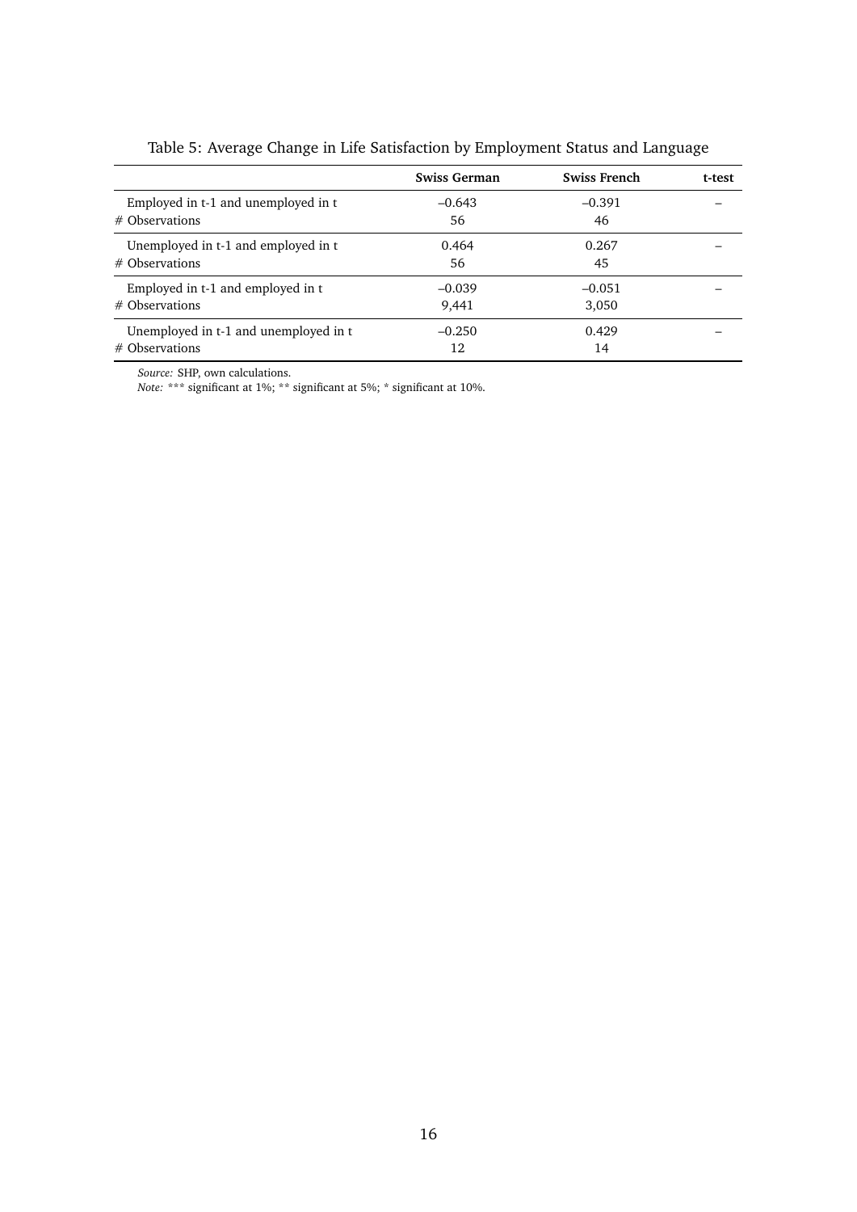Table 5: Average Change in Life Satisfaction by Employment Status and Language

| | **Swiss German** | **Swiss French** | **t-test** |
|---|---|---|---|
| Employed in t-1 and unemployed in t | –0.643 | –0.391 | – |
| # Observations | 56 | 46 | |
| Unemployed in t-1 and employed in t | 0.464 | 0.267 | – |
| # Observations | 56 | 45 | |
| Employed in t-1 and employed in t | –0.039 | –0.051 | – |
| # Observations | 9,441 | 3,050 | |
| Unemployed in t-1 and unemployed in t | –0.250 | 0.429 | – |
| # Observations | 12 | 14 | |

*Source:* SHP, own calculations.
*Note:* *** significant at 1%; ** significant at 5%; * significant at 10%.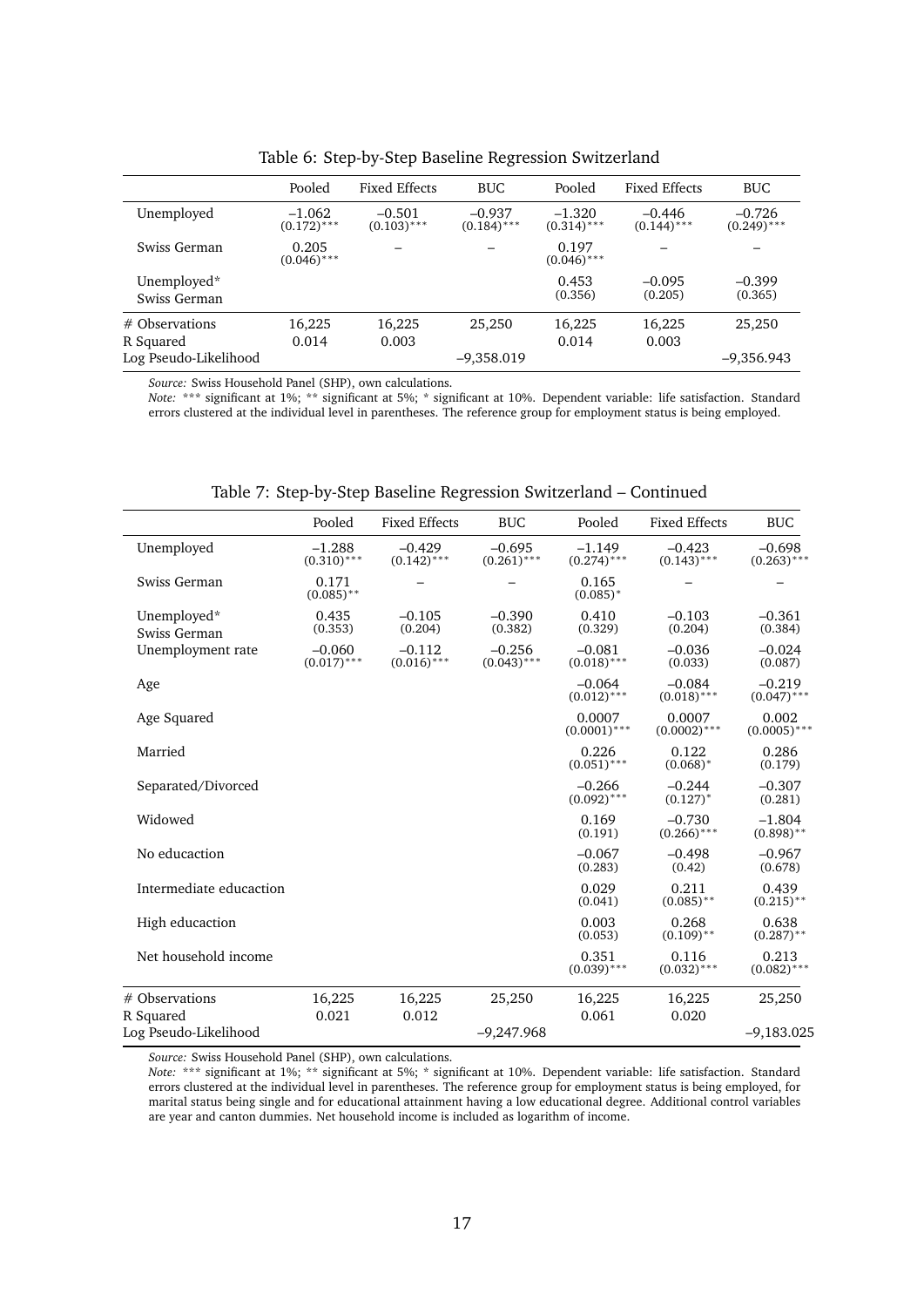Table 6: Step-by-Step Baseline Regression Switzerland

| | Pooled | Fixed Effects | BUC | Pooled | Fixed Effects | BUC |
|---|---|---|---|---|---|---|
| Unemployed | –1.062 (0.172)*** | –0.501 (0.103)*** | –0.937 (0.184)*** | –1.320 (0.314)*** | –0.446 (0.144)*** | –0.726 (0.249)*** |
| Swiss German | 0.205 (0.046)*** | – | – | 0.197 (0.046)*** | – | – |
| Unemployed* Swiss German | | | | 0.453 (0.356) | –0.095 (0.205) | –0.399 (0.365) |
| # Observations | 16,225 | 16,225 | 25,250 | 16,225 | 16,225 | 25,250 |
| R Squared | 0.014 | 0.003 | | 0.014 | 0.003 | |
| Log Pseudo-Likelihood | | | –9,358.019 | | | –9,356.943 |

*Source:* Swiss Household Panel (SHP), own calculations.
*Note:* *** significant at 1%; ** significant at 5%; * significant at 10%. Dependent variable: life satisfaction. Standard errors clustered at the individual level in parentheses. The reference group for employment status is being employed.

Table 7: Step-by-Step Baseline Regression Switzerland – Continued

| | Pooled | Fixed Effects | BUC | Pooled | Fixed Effects | BUC |
|---|---|---|---|---|---|---|
| Unemployed | –1.288 (0.310)*** | –0.429 (0.142)*** | –0.695 (0.261)*** | –1.149 (0.274)*** | –0.423 (0.143)*** | –0.698 (0.263)*** |
| Swiss German | 0.171 (0.085)** | – | – | 0.165 (0.085)* | – | – |
| Unemployed* Swiss German | 0.435 (0.353) | –0.105 (0.204) | –0.390 (0.382) | 0.410 (0.329) | –0.103 (0.204) | –0.361 (0.384) |
| Unemployment rate | –0.060 (0.017)*** | –0.112 (0.016)*** | –0.256 (0.043)*** | –0.081 (0.018)*** | –0.036 (0.033) | –0.024 (0.087) |
| Age | | | | –0.064 (0.012)*** | –0.084 (0.018)*** | –0.219 (0.047)*** |
| Age Squared | | | | 0.0007 (0.0001)*** | 0.0007 (0.0002)*** | 0.002 (0.0005)*** |
| Married | | | | 0.226 (0.051)*** | 0.122 (0.068)* | 0.286 (0.179) |
| Separated/Divorced | | | | –0.266 (0.092)*** | –0.244 (0.127)* | –0.307 (0.281) |
| Widowed | | | | 0.169 (0.191) | –0.730 (0.266)*** | –1.804 (0.898)** |
| No educaction | | | | –0.067 (0.283) | –0.498 (0.42) | –0.967 (0.678) |
| Intermediate educaction | | | | 0.029 (0.041) | 0.211 (0.085)** | 0.439 (0.215)** |
| High educaction | | | | 0.003 (0.053) | 0.268 (0.109)** | 0.638 (0.287)** |
| Net household income | | | | 0.351 (0.039)*** | 0.116 (0.032)*** | 0.213 (0.082)*** |
| # Observations | 16,225 | 16,225 | 25,250 | 16,225 | 16,225 | 25,250 |
| R Squared | 0.021 | 0.012 | | 0.061 | 0.020 | |
| Log Pseudo-Likelihood | | | –9,247.968 | | | –9,183.025 |

*Source:* Swiss Household Panel (SHP), own calculations.
*Note:* *** significant at 1%; ** significant at 5%; * significant at 10%. Dependent variable: life satisfaction. Standard errors clustered at the individual level in parentheses. The reference group for employment status is being employed, for marital status being single and for educational attainment having a low educational degree. Additional control variables are year and canton dummies. Net household income is included as logarithm of income.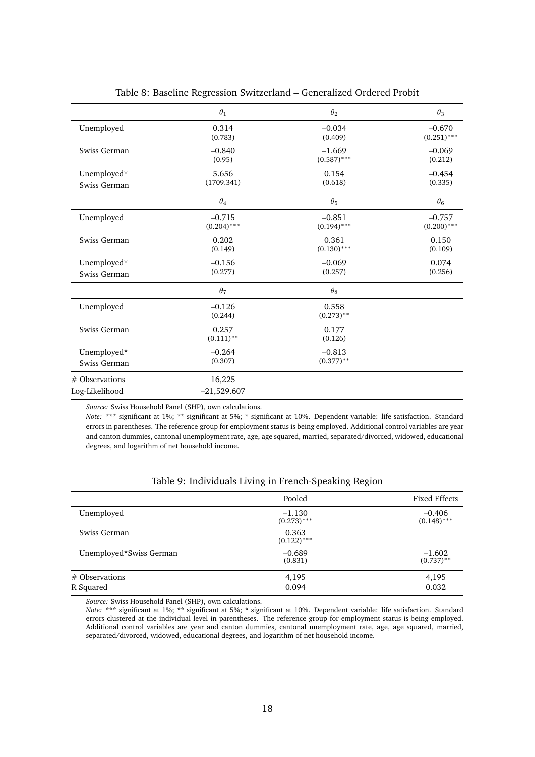Table 8: Baseline Regression Switzerland – Generalized Ordered Probit

| | $\theta_1$ | $\theta_2$ | $\theta_3$ |
|---|---|---|---|
| Unemployed | 0.314<br>(0.783) | –0.034<br>(0.409) | –0.670<br>(0.251)*** |
| Swiss German | –0.840<br>(0.95) | –1.669<br>(0.587)*** | –0.069<br>(0.212) |
| Unemployed*<br>Swiss German | 5.656<br>(1709.341) | 0.154<br>(0.618) | –0.454<br>(0.335) |
| | $\theta_4$ | $\theta_5$ | $\theta_6$ |
| Unemployed | –0.715<br>(0.204)*** | –0.851<br>(0.194)*** | –0.757<br>(0.200)*** |
| Swiss German | 0.202<br>(0.149) | 0.361<br>(0.130)*** | 0.150<br>(0.109) |
| Unemployed*<br>Swiss German | –0.156<br>(0.277) | –0.069<br>(0.257) | 0.074<br>(0.256) |
| | $\theta_7$ | $\theta_8$ | |
| Unemployed | –0.126<br>(0.244) | 0.558<br>(0.273)** | |
| Swiss German | 0.257<br>(0.111)** | 0.177<br>(0.126) | |
| Unemployed*<br>Swiss German | –0.264<br>(0.307) | –0.813<br>(0.377)** | |
| # Observations | 16,225 | | |
| Log-Likelihood | –21,529.607 | | |

*Source:* Swiss Household Panel (SHP), own calculations.
*Note:* *** significant at 1%; ** significant at 5%; * significant at 10%. Dependent variable: life satisfaction. Standard errors in parentheses. The reference group for employment status is being employed. Additional control variables are year and canton dummies, cantonal unemployment rate, age, age squared, married, separated/divorced, widowed, educational degrees, and logarithm of net household income.

Table 9: Individuals Living in French-Speaking Region

| | Pooled | Fixed Effects |
|---|---|---|
| Unemployed | –1.130<br>(0.273)*** | –0.406<br>(0.148)*** |
| Swiss German | 0.363<br>(0.122)*** | |
| Unemployed*Swiss German | –0.689<br>(0.831) | –1.602<br>(0.737)** |
| # Observations | 4,195 | 4,195 |
| R Squared | 0.094 | 0.032 |

*Source:* Swiss Household Panel (SHP), own calculations.
*Note:* *** significant at 1%; ** significant at 5%; * significant at 10%. Dependent variable: life satisfaction. Standard errors clustered at the individual level in parentheses. The reference group for employment status is being employed. Additional control variables are year and canton dummies, cantonal unemployment rate, age, age squared, married, separated/divorced, widowed, educational degrees, and logarithm of net household income.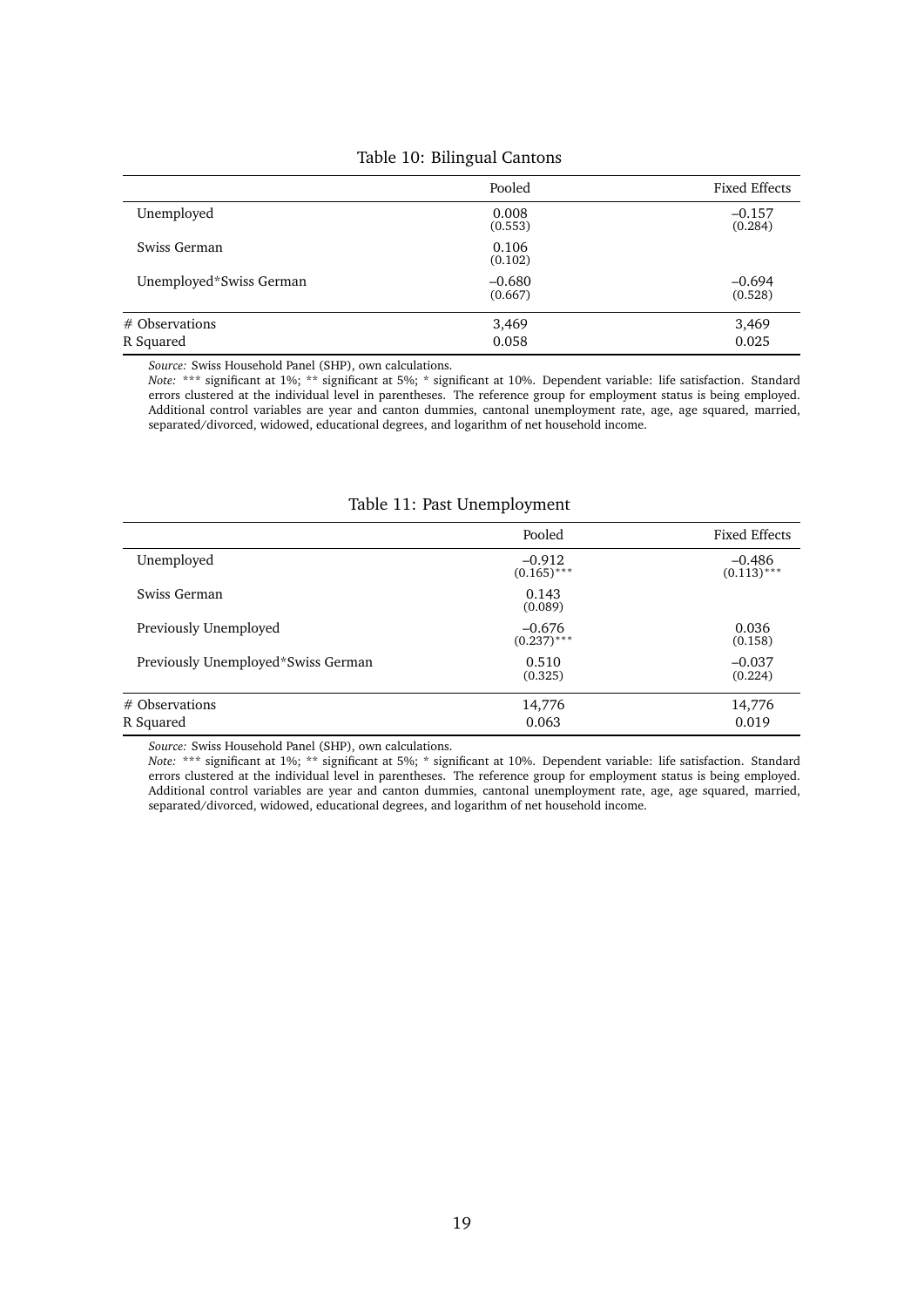Table 10: Bilingual Cantons

| | Pooled | Fixed Effects |
|---|---|---|
| Unemployed | 0.008 (0.553) | –0.157 (0.284) |
| Swiss German | 0.106 (0.102) | |
| Unemployed*Swiss German | –0.680 (0.667) | –0.694 (0.528) |
| # Observations | 3,469 | 3,469 |
| R Squared | 0.058 | 0.025 |

*Source:* Swiss Household Panel (SHP), own calculations.
*Note:* *** significant at 1%; ** significant at 5%; * significant at 10%. Dependent variable: life satisfaction. Standard errors clustered at the individual level in parentheses. The reference group for employment status is being employed. Additional control variables are year and canton dummies, cantonal unemployment rate, age, age squared, married, separated/divorced, widowed, educational degrees, and logarithm of net household income.

Table 11: Past Unemployment

| | Pooled | Fixed Effects |
|---|---|---|
| Unemployed | –0.912 (0.165)*** | –0.486 (0.113)*** |
| Swiss German | 0.143 (0.089) | |
| Previously Unemployed | –0.676 (0.237)*** | 0.036 (0.158) |
| Previously Unemployed*Swiss German | 0.510 (0.325) | –0.037 (0.224) |
| # Observations | 14,776 | 14,776 |
| R Squared | 0.063 | 0.019 |

*Source:* Swiss Household Panel (SHP), own calculations.
*Note:* *** significant at 1%; ** significant at 5%; * significant at 10%. Dependent variable: life satisfaction. Standard errors clustered at the individual level in parentheses. The reference group for employment status is being employed. Additional control variables are year and canton dummies, cantonal unemployment rate, age, age squared, married, separated/divorced, widowed, educational degrees, and logarithm of net household income.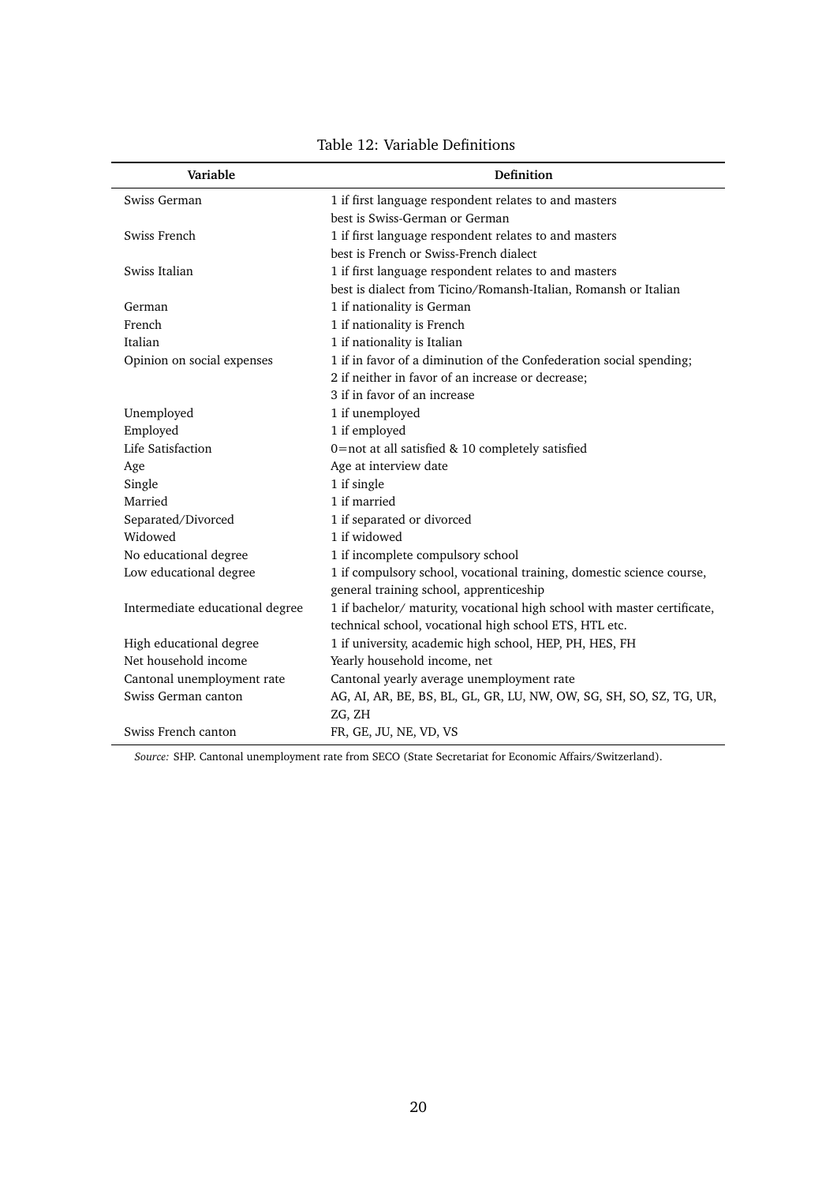Table 12: Variable Definitions

| Variable | Definition |
|---|---|
| Swiss German | 1 if first language respondent relates to and masters best is Swiss-German or German |
| Swiss French | 1 if first language respondent relates to and masters best is French or Swiss-French dialect |
| Swiss Italian | 1 if first language respondent relates to and masters best is dialect from Ticino/Romansh-Italian, Romansh or Italian |
| German | 1 if nationality is German |
| French | 1 if nationality is French |
| Italian | 1 if nationality is Italian |
| Opinion on social expenses | 1 if in favor of a diminution of the Confederation social spending; 2 if neither in favor of an increase or decrease; 3 if in favor of an increase |
| Unemployed | 1 if unemployed |
| Employed | 1 if employed |
| Life Satisfaction | 0=not at all satisfied & 10 completely satisfied |
| Age | Age at interview date |
| Single | 1 if single |
| Married | 1 if married |
| Separated/Divorced | 1 if separated or divorced |
| Widowed | 1 if widowed |
| No educational degree | 1 if incomplete compulsory school |
| Low educational degree | 1 if compulsory school, vocational training, domestic science course, general training school, apprenticeship |
| Intermediate educational degree | 1 if bachelor/ maturity, vocational high school with master certificate, technical school, vocational high school ETS, HTL etc. |
| High educational degree | 1 if university, academic high school, HEP, PH, HES, FH |
| Net household income | Yearly household income, net |
| Cantonal unemployment rate | Cantonal yearly average unemployment rate |
| Swiss German canton | AG, AI, AR, BE, BS, BL, GL, GR, LU, NW, OW, SG, SH, SO, SZ, TG, UR, ZG, ZH |
| Swiss French canton | FR, GE, JU, NE, VD, VS |

*Source:* SHP. Cantonal unemployment rate from SECO (State Secretariat for Economic Affairs/Switzerland).